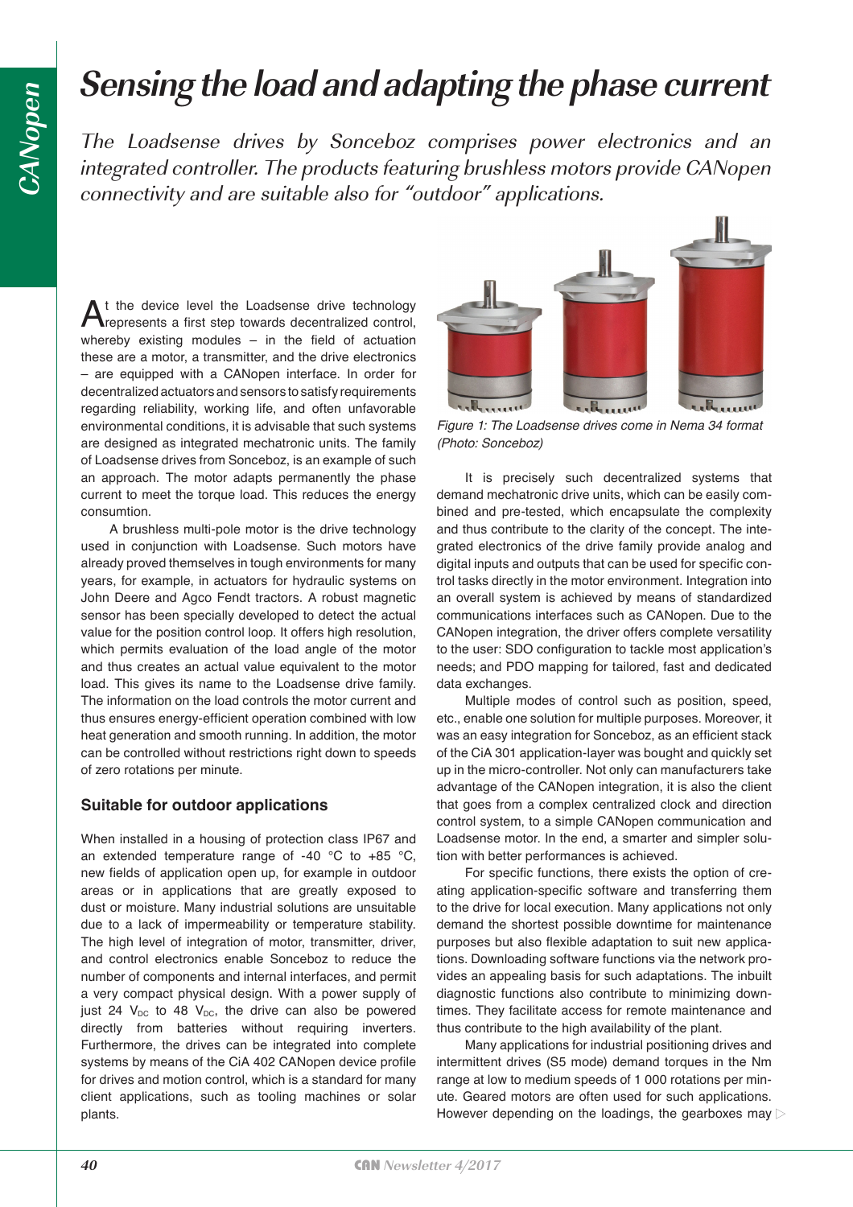# Sensing the load and adapting the phase current

*The Loadsense drives by Sonceboz comprises power electronics and an integrated controller. The products featuring brushless motors provide CANopen connectivity and are suitable also for "outdoor" applications.*

At the device level the Loadsense drive technology represents a first step towards decentralized control, whereby existing modules – in the field of actuation these are a motor, a transmitter, and the drive electronics – are equipped with a CANopen interface. In order for decentralized actuators and sensors to satisfy requirements regarding reliability, working life, and often unfavorable environmental conditions, it is advisable that such systems are designed as integrated mechatronic units. The family of Loadsense drives from Sonceboz, is an example of such an approach. The motor adapts permanently the phase current to meet the torque load. This reduces the energy consumtion.

A brushless multi-pole motor is the drive technology used in conjunction with Loadsense. Such motors have already proved themselves in tough environments for many years, for example, in actuators for hydraulic systems on John Deere and Agco Fendt tractors. A robust magnetic sensor has been specially developed to detect the actual value for the position control loop. It offers high resolution, which permits evaluation of the load angle of the motor and thus creates an actual value equivalent to the motor load. This gives its name to the Loadsense drive family. The information on the load controls the motor current and thus ensures energy-efficient operation combined with low heat generation and smooth running. In addition, the motor can be controlled without restrictions right down to speeds of zero rotations per minute.

## Suitable for outdoor applications

When installed in a housing of protection class IP67 and an extended temperature range of -40 °C to +85 °C, new fields of application open up, for example in outdoor areas or in applications that are greatly exposed to dust or moisture. Many industrial solutions are unsuitable due to a lack of impermeability or temperature stability. The high level of integration of motor, transmitter, driver, and control electronics enable Sonceboz to reduce the number of components and internal interfaces, and permit a very compact physical design. With a power supply of just 24 $V_{DC}$ to 48 $V_{DC}$, the drive can also be powered directly from batteries without requiring inverters. Furthermore, the drives can be integrated into complete systems by means of the CiA 402 CANopen device profile for drives and motion control, which is a standard for many client applications, such as tooling machines or solar plants.

Figure 1: The Loadsense drives come in Nema 34 format (Photo: Sonceboz)

It is precisely such decentralized systems that demand mechatronic drive units, which can be easily combined and pre-tested, which encapsulate the complexity and thus contribute to the clarity of the concept. The integrated electronics of the drive family provide analog and digital inputs and outputs that can be used for specific control tasks directly in the motor environment. Integration into an overall system is achieved by means of standardized communications interfaces such as CANopen. Due to the CANopen integration, the driver offers complete versatility to the user: SDO configuration to tackle most application's needs; and PDO mapping for tailored, fast and dedicated data exchanges.

Multiple modes of control such as position, speed, etc., enable one solution for multiple purposes. Moreover, it was an easy integration for Sonceboz, as an efficient stack of the CiA 301 application-layer was bought and quickly set up in the micro-controller. Not only can manufacturers take advantage of the CANopen integration, it is also the client that goes from a complex centralized clock and direction control system, to a simple CANopen communication and Loadsense motor. In the end, a smarter and simpler solution with better performances is achieved.

For specific functions, there exists the option of creating application-specific software and transferring them to the drive for local execution. Many applications not only demand the shortest possible downtime for maintenance purposes but also flexible adaptation to suit new applications. Downloading software functions via the network provides an appealing basis for such adaptations. The inbuilt diagnostic functions also contribute to minimizing downtimes. They facilitate access for remote maintenance and thus contribute to the high availability of the plant.

Many applications for industrial positioning drives and intermittent drives (S5 mode) demand torques in the Nm range at low to medium speeds of 1 000 rotations per minute. Geared motors are often used for such applications. However depending on the loadings, the gearboxes may ▷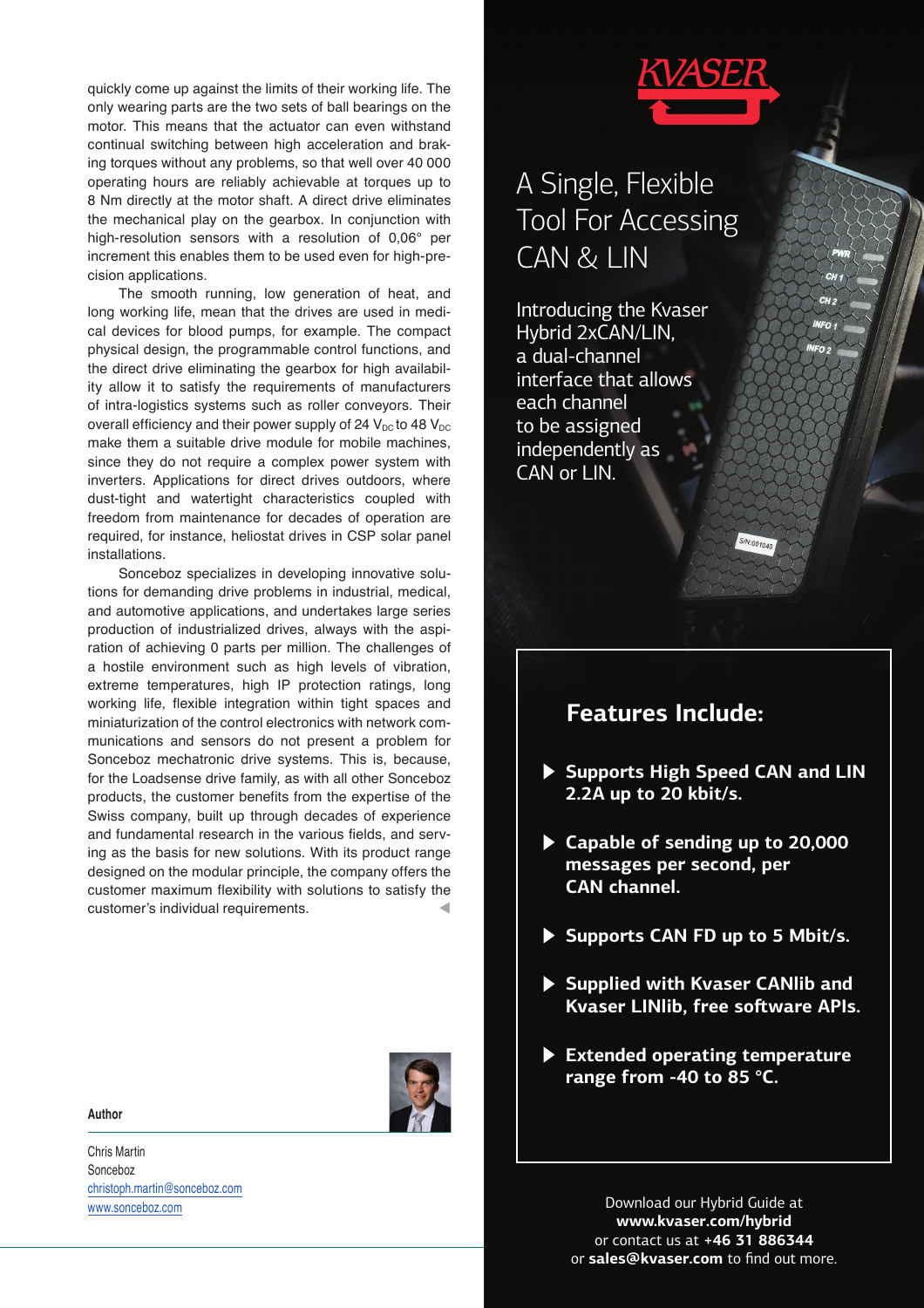quickly come up against the limits of their working life. The only wearing parts are the two sets of ball bearings on the motor. This means that the actuator can even withstand continual switching between high acceleration and braking torques without any problems, so that well over 40 000 operating hours are reliably achievable at torques up to 8 Nm directly at the motor shaft. A direct drive eliminates the mechanical play on the gearbox. In conjunction with high-resolution sensors with a resolution of 0,06° per increment this enables them to be used even for high-precision applications.

The smooth running, low generation of heat, and long working life, mean that the drives are used in medical devices for blood pumps, for example. The compact physical design, the programmable control functions, and the direct drive eliminating the gearbox for high availability allow it to satisfy the requirements of manufacturers of intra-logistics systems such as roller conveyors. Their overall efficiency and their power supply of 24 $V_{DC}$ to 48 $V_{DC}$ make them a suitable drive module for mobile machines, since they do not require a complex power system with inverters. Applications for direct drives outdoors, where dust-tight and watertight characteristics coupled with freedom from maintenance for decades of operation are required, for instance, heliostat drives in CSP solar panel installations.

Sonceboz specializes in developing innovative solutions for demanding drive problems in industrial, medical, and automotive applications, and undertakes large series production of industrialized drives, always with the aspiration of achieving 0 parts per million. The challenges of a hostile environment such as high levels of vibration, extreme temperatures, high IP protection ratings, long working life, flexible integration within tight spaces and miniaturization of the control electronics with network communications and sensors do not present a problem for Sonceboz mechatronic drive systems. This is, because, for the Loadsense drive family, as with all other Sonceboz products, the customer benefits from the expertise of the Swiss company, built up through decades of experience and fundamental research in the various fields, and serving as the basis for new solutions. With its product range designed on the modular principle, the company offers the customer maximum flexibility with solutions to satisfy the customer's individual requirements.

**Author**

Chris Martin
Sonceboz
christoph.martin@sonceboz.com
www.sonceboz.com

KVASER

# A Single, Flexible Tool For Accessing CAN & LIN

Introducing the Kvaser Hybrid 2xCAN/LIN, a dual-channel interface that allows each channel to be assigned independently as CAN or LIN.

PWR
CH 1
CH 2
INFO 1
INFO 2
S/N:001040

## Features Include:

- **Supports High Speed CAN and LIN 2.2A up to 20 kbit/s.**
- **Capable of sending up to 20,000 messages per second, per CAN channel.**
- **Supports CAN FD up to 5 Mbit/s.**
- **Supplied with Kvaser CANlib and Kvaser LINlib, free software APIs.**
- **Extended operating temperature range from -40 to 85 °C.**

Download our Hybrid Guide at **www.kvaser.com/hybrid** or contact us at **+46 31 886344** or **sales@kvaser.com** to find out more.